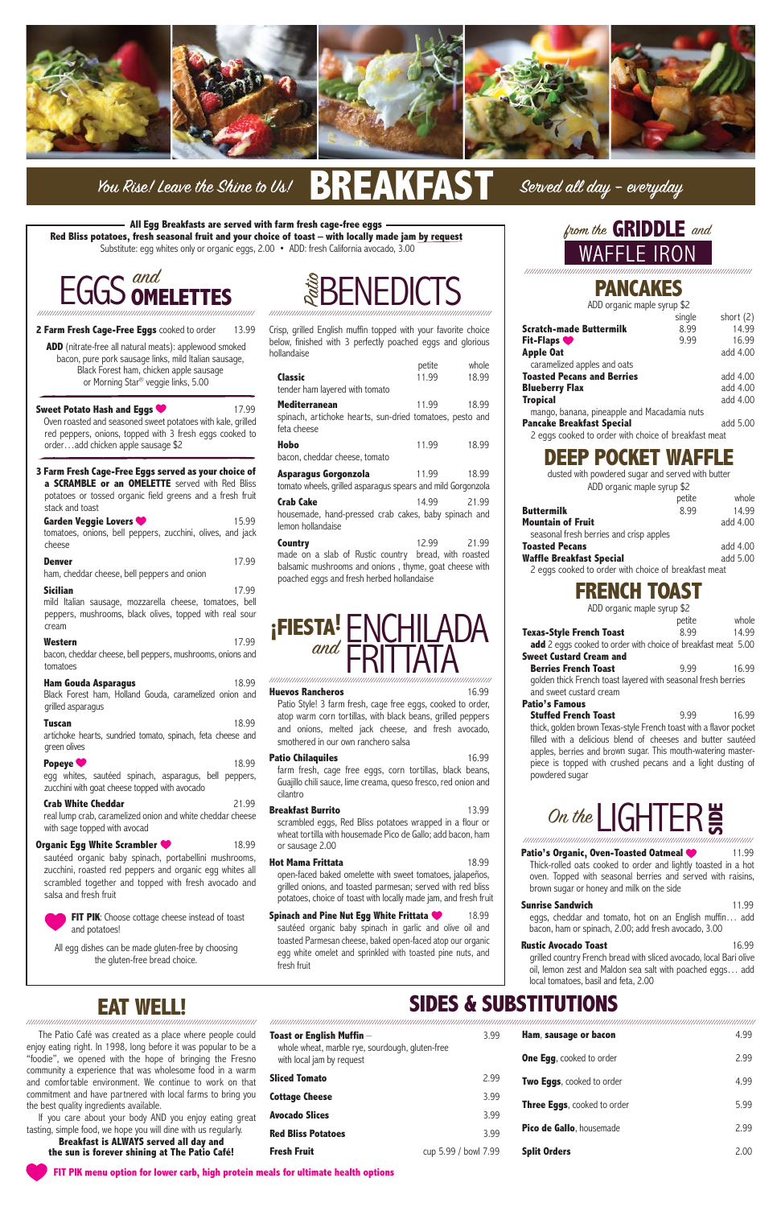# BREAKFAST

*You Rise! Leave the Shine to Us!* — *Served all day – everyday*

**All Egg Breakfasts are served with farm fresh cage-free eggs**
**Red Bliss potatoes, fresh seasonal fruit and your choice of toast – with locally made jam by request**
Substitute: egg whites only or organic eggs, 2.00 • ADD: fresh California avocado, 3.00

## EGGS and OMELETTES

**2 Farm Fresh Cage-Free Eggs** cooked to order — 13.99

**ADD** (nitrate-free all natural meats): applewood smoked bacon, pure pork sausage links, mild Italian sausage, Black Forest ham, chicken apple sausage or Morning Star® veggie links, 5.00

**Sweet Potato Hash and Eggs** ♥ — 17.99
Oven roasted and seasoned sweet potatoes with kale, grilled red peppers, onions, topped with 3 fresh eggs cooked to order…add chicken apple sausage $2

**3 Farm Fresh Cage-Free Eggs served as your choice of a SCRAMBLE or an OMELETTE** served with Red Bliss potatoes or tossed organic field greens and a fresh fruit stack and toast

**Garden Veggie Lovers** ♥ — 15.99
tomatoes, onions, bell peppers, zucchini, olives, and jack cheese

**Denver** — 17.99
ham, cheddar cheese, bell peppers and onion

**Sicilian** — 17.99
mild Italian sausage, mozzarella cheese, tomatoes, bell peppers, mushrooms, black olives, topped with real sour cream

**Western** — 17.99
bacon, cheddar cheese, bell peppers, mushrooms, onions and tomatoes

**Ham Gouda Asparagus** — 18.99
Black Forest ham, Holland Gouda, caramelized onion and grilled asparagus

**Tuscan** — 18.99
artichoke hearts, sundried tomato, spinach, feta cheese and green olives

**Popeye** ♥ — 18.99
egg whites, sautéed spinach, asparagus, bell peppers, zucchini with goat cheese topped with avocado

**Crab White Cheddar** — 21.99
real lump crab, caramelized onion and white cheddar cheese with sage topped with avocad

**Organic Egg White Scrambler** ♥ — 18.99
sautéed organic baby spinach, portabellini mushrooms, zucchini, roasted red peppers and organic egg whites all scrambled together and topped with fresh avocado and salsa and fresh fruit

♥ **FIT PIK**: Choose cottage cheese instead of toast and potatoes!

All egg dishes can be made gluten-free by choosing the gluten-free bread choice.

## Patio BENEDICTS

Crisp, grilled English muffin topped with your favorite choice below, finished with 3 perfectly poached eggs and glorious hollandaise

| | petite | whole |
|---|---|---|
| **Classic** – tender ham layered with tomato | 11.99 | 18.99 |
| **Mediterranean** – spinach, artichoke hearts, sun-dried tomatoes, pesto and feta cheese | 11.99 | 18.99 |
| **Hobo** – bacon, cheddar cheese, tomato | 11.99 | 18.99 |
| **Asparagus Gorgonzola** – tomato wheels, grilled asparagus spears and mild Gorgonzola | 11.99 | 18.99 |
| **Crab Cake** – housemade, hand-pressed crab cakes, baby spinach and lemon hollandaise | 14.99 | 21.99 |
| **Country** – made on a slab of Rustic country bread, with roasted balsamic mushrooms and onions, thyme, goat cheese with poached eggs and fresh herbed hollandaise | 12.99 | 21.99 |

## ¡FIESTA! ENCHILADA and FRITTATA

**Huevos Rancheros** — 16.99
Patio Style! 3 farm fresh, cage free eggs, cooked to order, atop warm corn tortillas, with black beans, grilled peppers and onions, melted jack cheese, and fresh avocado, smothered in our own ranchero salsa

**Patio Chilaquiles** — 16.99
farm fresh, cage free eggs, corn tortillas, black beans, Guajillo chili sauce, lime creama, queso fresco, red onion and cilantro

**Breakfast Burrito** — 13.99
scrambled eggs, Red Bliss potatoes wrapped in a flour or wheat tortilla with housemade Pico de Gallo; add bacon, ham or sausage 2.00

**Hot Mama Frittata** — 18.99
open-faced baked omelette with sweet tomatoes, jalapeños, grilled onions, and toasted parmesan; served with red bliss potatoes, choice of toast with locally made jam, and fresh fruit

**Spinach and Pine Nut Egg White Frittata** ♥ — 18.99
sautéed organic baby spinach in garlic and olive oil and toasted Parmesan cheese, baked open-faced atop our organic egg white omelet and sprinkled with toasted pine nuts, and fresh fruit

## from the GRIDDLE and WAFFLE IRON

### PANCAKES

ADD organic maple syrup $2

| | single | short (2) |
|---|---|---|
| **Scratch-made Buttermilk** | 8.99 | 14.99 |
| **Fit-Flaps** ♥ | 9.99 | 16.99 |
| **Apple Oat** – caramelized apples and oats | | add 4.00 |
| **Toasted Pecans and Berries** | | add 4.00 |
| **Blueberry Flax** | | add 4.00 |
| **Tropical** – mango, banana, pineapple and Macadamia nuts | | add 4.00 |
| **Pancake Breakfast Special** – 2 eggs cooked to order with choice of breakfast meat | | add 5.00 |

### DEEP POCKET WAFFLE

dusted with powdered sugar and served with butter
ADD organic maple syrup $2

| | petite | whole |
|---|---|---|
| **Buttermilk** | 8.99 | 14.99 |
| **Mountain of Fruit** – seasonal fresh berries and crisp apples | | add 4.00 |
| **Toasted Pecans** | | add 4.00 |
| **Waffle Breakfast Special** – 2 eggs cooked to order with choice of breakfast meat | | add 5.00 |

### FRENCH TOAST

ADD organic maple syrup $2

| | petite | whole |
|---|---|---|
| **Texas-Style French Toast** | 8.99 | 14.99 |
| **add** 2 eggs cooked to order with choice of breakfast meat 5.00 | | |
| **Sweet Custard Cream and Berries French Toast** – golden thick French toast layered with seasonal fresh berries and sweet custard cream | 9.99 | 16.99 |
| **Patio's Famous Stuffed French Toast** – thick, golden brown Texas-style French toast with a flavor pocket filled with a delicious blend of cheeses and butter sautéed apples, berries and brown sugar. This mouth-watering masterpiece is topped with crushed pecans and a light dusting of powdered sugar | 9.99 | 16.99 |

## On the LIGHTER SIDE

**Patio's Organic, Oven-Toasted Oatmeal** ♥ — 11.99
Thick-rolled oats cooked to order and lightly toasted in a hot oven. Topped with seasonal berries and served with raisins, brown sugar or honey and milk on the side

**Sunrise Sandwich** — 11.99
eggs, cheddar and tomato, hot on an English muffin… add bacon, ham or spinach, 2.00; add fresh avocado, 3.00

**Rustic Avocado Toast** — 16.99
grilled country French bread with sliced avocado, local Bari olive oil, lemon zest and Maldon sea salt with poached eggs… add local tomatoes, basil and feta, 2.00

## EAT WELL!

The Patio Café was created as a place where people could enjoy eating right. In 1998, long before it was popular to be a "foodie", we opened with the hope of bringing the Fresno community a experience that was wholesome food in a warm and comfortable environment. We continue to work on that commitment and have partnered with local farms to bring you the best quality ingredients available.

If you care about your body AND you enjoy eating great tasting, simple food, we hope you will dine with us regularly.

**Breakfast is ALWAYS served all day and the sun is forever shining at The Patio Café!**

## SIDES & SUBSTITUTIONS

| Item | Price |
|---|---|
| **Toast or English Muffin** – whole wheat, marble rye, sourdough, gluten-free with local jam by request | 3.99 |
| **Sliced Tomato** | 2.99 |
| **Cottage Cheese** | 3.99 |
| **Avocado Slices** | 3.99 |
| **Red Bliss Potatoes** | 3.99 |
| **Fresh Fruit** | cup 5.99 / bowl 7.99 |
| **Ham, sausage or bacon** | 4.99 |
| **One Egg**, cooked to order | 2.99 |
| **Two Eggs**, cooked to order | 4.99 |
| **Three Eggs**, cooked to order | 5.99 |
| **Pico de Gallo**, housemade | 2.99 |
| **Split Orders** | 2.00 |

♥ **FIT PIK menu option for lower carb, high protein meals for ultimate health options**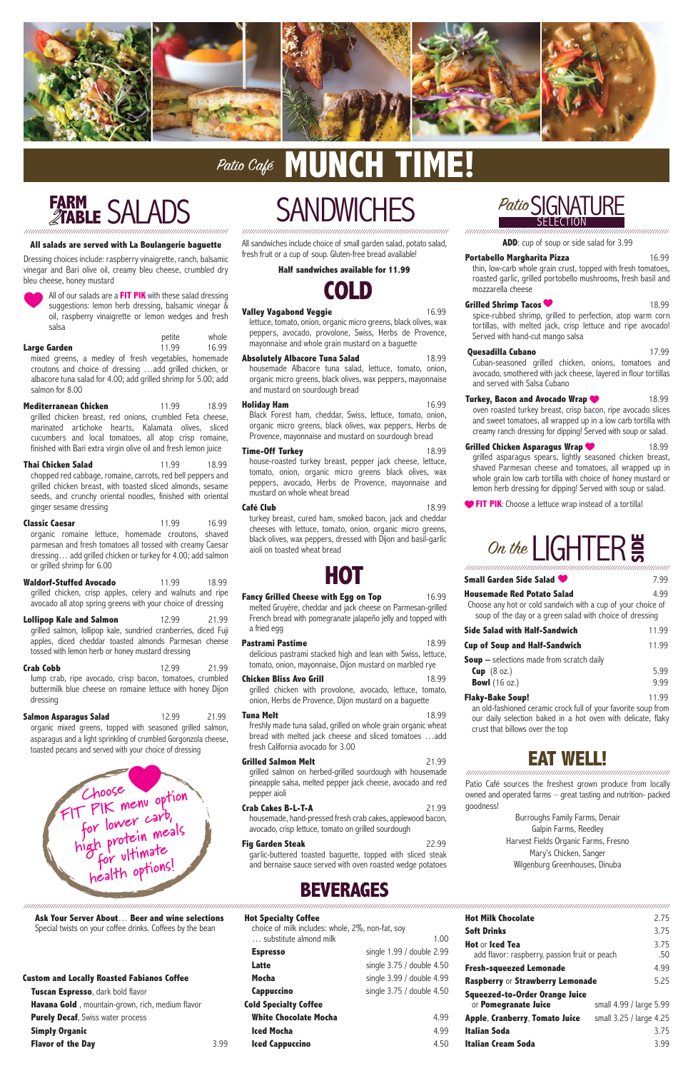# Patio Café MUNCH TIME!

## FARM 2 TABLE SALADS

**All salads are served with La Boulangerie baguette**

Dressing choices include: raspberry vinaigrette, ranch, balsamic vinegar and Bari olive oil, creamy bleu cheese, crumbled dry bleu cheese, honey mustard

All of our salads are a **FIT PIK** with these salad dressing suggestions: lemon herb dressing, balsamic vinegar & oil, raspberry vinaigrette or lemon wedges and fresh salsa

| | petite | whole |
|---|---|---|
| **Large Garden** | 11.99 | 16.99 |

mixed greens, a medley of fresh vegetables, homemade croutons and choice of dressing …add grilled chicken, or albacore tuna salad for 4.00; add grilled shrimp for 5.00; add salmon for 8.00

**Mediterranean Chicken** 11.99 / 18.99
grilled chicken breast, red onions, crumbled Feta cheese, marinated artichoke hearts, Kalamata olives, sliced cucumbers and local tomatoes, all atop crisp romaine, finished with Bari extra virgin olive oil and fresh lemon juice

**Thai Chicken Salad** 11.99 / 18.99
chopped red cabbage, romaine, carrots, red bell peppers and grilled chicken breast, with toasted sliced almonds, sesame seeds, and crunchy oriental noodles, finished with oriental ginger sesame dressing

**Classic Caesar** 11.99 / 16.99
organic romaine lettuce, homemade croutons, shaved parmesan and fresh tomatoes all tossed with creamy Caesar dressing… add grilled chicken or turkey for 4.00; add salmon or grilled shrimp for 6.00

**Waldorf-Stuffed Avocado** 11.99 / 18.99
grilled chicken, crisp apples, celery and walnuts and ripe avocado all atop spring greens with your choice of dressing

**Lollipop Kale and Salmon** 12.99 / 21.99
grilled salmon, lollipop kale, sundried cranberries, diced Fuji apples, diced cheddar toasted almonds Parmesan cheese tossed with lemon herb or honey mustard dressing

**Crab Cobb** 12.99 / 21.99
lump crab, ripe avocado, crisp bacon, tomatoes, crumbled buttermilk blue cheese on romaine lettuce with honey Dijon dressing

**Salmon Asparagus Salad** 12.99 / 21.99
organic mixed greens, topped with seasoned grilled salmon, asparagus and a light sprinkling of crumbled Gorgonzola cheese, toasted pecans and served with your choice of dressing

Choose FIT PIK menu option for lower carb, high protein meals for ultimate health options!

## SANDWICHES

All sandwiches include choice of small garden salad, potato salad, fresh fruit or a cup of soup. Gluten-free bread available!

**Half sandwiches available for 11.99**

### COLD

**Valley Vagabond Veggie** 16.99
lettuce, tomato, onion, organic micro greens, black olives, wax peppers, avocado, provolone, Swiss, Herbs de Provence, mayonnaise and whole grain mustard on a baguette

**Absolutely Albacore Tuna Salad** 18.99
housemade Albacore tuna salad, lettuce, tomato, onion, organic micro greens, black olives, wax peppers, mayonnaise and mustard on sourdough bread

**Holiday Ham** 16.99
Black Forest ham, cheddar, Swiss, lettuce, tomato, onion, organic micro greens, black olives, wax peppers, Herbs de Provence, mayonnaise and mustard on sourdough bread

**Time-Off Turkey** 18.99
house-roasted turkey breast, pepper jack cheese, lettuce, tomato, onion, organic micro greens black olives, wax peppers, avocado, Herbs de Provence, mayonnaise and mustard on whole wheat bread

**Café Club** 18.99
turkey breast, cured ham, smoked bacon, jack and cheddar cheeses with lettuce, tomato, onion, organic micro greens, black olives, wax peppers, dressed with Dijon and basil-garlic aioli on toasted wheat bread

### HOT

**Fancy Grilled Cheese with Egg on Top** 16.99
melted Gruyère, cheddar and jack cheese on Parmesan-grilled French bread with pomegranate jalapeño jelly and topped with a fried egg

**Pastrami Pastime** 18.99
delicious pastrami stacked high and lean with Swiss, lettuce, tomato, onion, mayonnaise, Dijon mustard on marbled rye

**Chicken Bliss Avo Grill** 18.99
grilled chicken with provolone, avocado, lettuce, tomato, onion, Herbs de Provence, Dijon mustard on a baguette

**Tuna Melt** 18.99
freshly made tuna salad, grilled on whole grain organic wheat bread with melted jack cheese and sliced tomatoes …add fresh California avocado for 3.00

**Grilled Salmon Melt** 21.99
grilled salmon on herbed-grilled sourdough with housemade pineapple salsa, melted pepper jack cheese, avocado and red pepper aioli

**Crab Cakes B-L-T-A** 21.99
housemade, hand-pressed fresh crab cakes, applewood bacon, avocado, crisp lettuce, tomato on grilled sourdough

**Fig Garden Steak** 22.99
garlic-buttered toasted baguette, topped with sliced steak and bernaise sauce served with oven roasted wedge potatoes

## Patio SIGNATURE SELECTION

**ADD**: cup of soup or side salad for 3.99

**Portabello Margharita Pizza** 16.99
thin, low-carb whole grain crust, topped with fresh tomatoes, roasted garlic, grilled portobello mushrooms, fresh basil and mozzarella cheese

**Grilled Shrimp Tacos** ♥ 18.99
spice-rubbed shrimp, grilled to perfection, atop warm corn tortillas, with melted jack, crisp lettuce and ripe avocado! Served with hand-cut mango salsa

**Quesadilla Cubano** 17.99
Cuban-seasoned grilled chicken, onions, tomatoes and avocado, smothered with jack cheese, layered in flour tortillas and served with Salsa Cubano

**Turkey, Bacon and Avocado Wrap** ♥ 18.99
oven roasted turkey breast, crisp bacon, ripe avocado slices and sweet tomatoes, all wrapped up in a low carb tortilla with creamy ranch dressing for dipping! Served with soup or salad.

**Grilled Chicken Asparagus Wrap** ♥ 18.99
grilled asparagus spears, lightly seasoned chicken breast, shaved Parmesan cheese and tomatoes, all wrapped up in whole grain low carb tortilla with choice of honey mustard or lemon herb dressing for dipping! Served with soup or salad.

♥ **FIT PIK**: Choose a lettuce wrap instead of a tortilla!

## On the LIGHTER SIDE

**Small Garden Side Salad** ♥ 7.99

**Housemade Red Potato Salad** 4.99
Choose any hot or cold sandwich with a cup of your choice of soup of the day or a green salad with choice of dressing

**Side Salad with Half-Sandwich** 11.99

**Cup of Soup and Half-Sandwich** 11.99

**Soup** – selections made from scratch daily
- **Cup** (8 oz.) 5.99
- **Bowl** (16 oz.) 9.99

**Flaky-Bake Soup!** 11.99
an old-fashioned ceramic crock full of your favorite soup from our daily selection baked in a hot oven with delicate, flaky crust that billows over the top

## EAT WELL!

Patio Café sources the freshest grown produce from locally owned and operated farms – great tasting and nutrition- packed goodness!

Burroughs Family Farms, Denair
Galpin Farms, Reedley
Harvest Fields Organic Farms, Fresno
Mary's Chicken, Sanger
Wilgenburg Greenhouses, Dinuba

## BEVERAGES

**Ask Your Server About… Beer and wine selections**
Special twists on your coffee drinks. Coffees by the bean

**Custom and Locally Roasted Fabianos Coffee**
- **Tuscan Espresso**, dark bold flavor
- **Havana Gold**, mountain-grown, rich, medium flavor
- **Purely Decaf**, Swiss water process
- **Simply Organic**
- **Flavor of the Day** 3.99

**Hot Specialty Coffee**
choice of milk includes: whole, 2%, non-fat, soy
… substitute almond milk 1.00

| | |
|---|---|
| **Espresso** | single 1.99 / double 2.99 |
| **Latte** | single 3.75 / double 4.50 |
| **Mocha** | single 3.99 / double 4.99 |
| **Cappuccino** | single 3.75 / double 4.50 |

**Cold Specialty Coffee**

| | |
|---|---|
| **White Chocolate Mocha** | 4.99 |
| **Iced Mocha** | 4.99 |
| **Iced Cappuccino** | 4.50 |

| | |
|---|---|
| **Hot Milk Chocolate** | 2.75 |
| **Soft Drinks** | 3.75 |
| **Hot** or **Iced Tea** | 3.75 |
| add flavor: raspberry, passion fruit or peach | .50 |
| **Fresh-squeezed Lemonade** | 4.99 |
| **Raspberry** or **Strawberry Lemonade** | 5.25 |
| **Squeezed-to-Order Orange Juice** or **Pomegranate Juice** | small 4.99 / large 5.99 |
| **Apple**, **Cranberry**, **Tomato Juice** | small 3.25 / large 4.25 |
| **Italian Soda** | 3.75 |
| **Italian Cream Soda** | 3.99 |